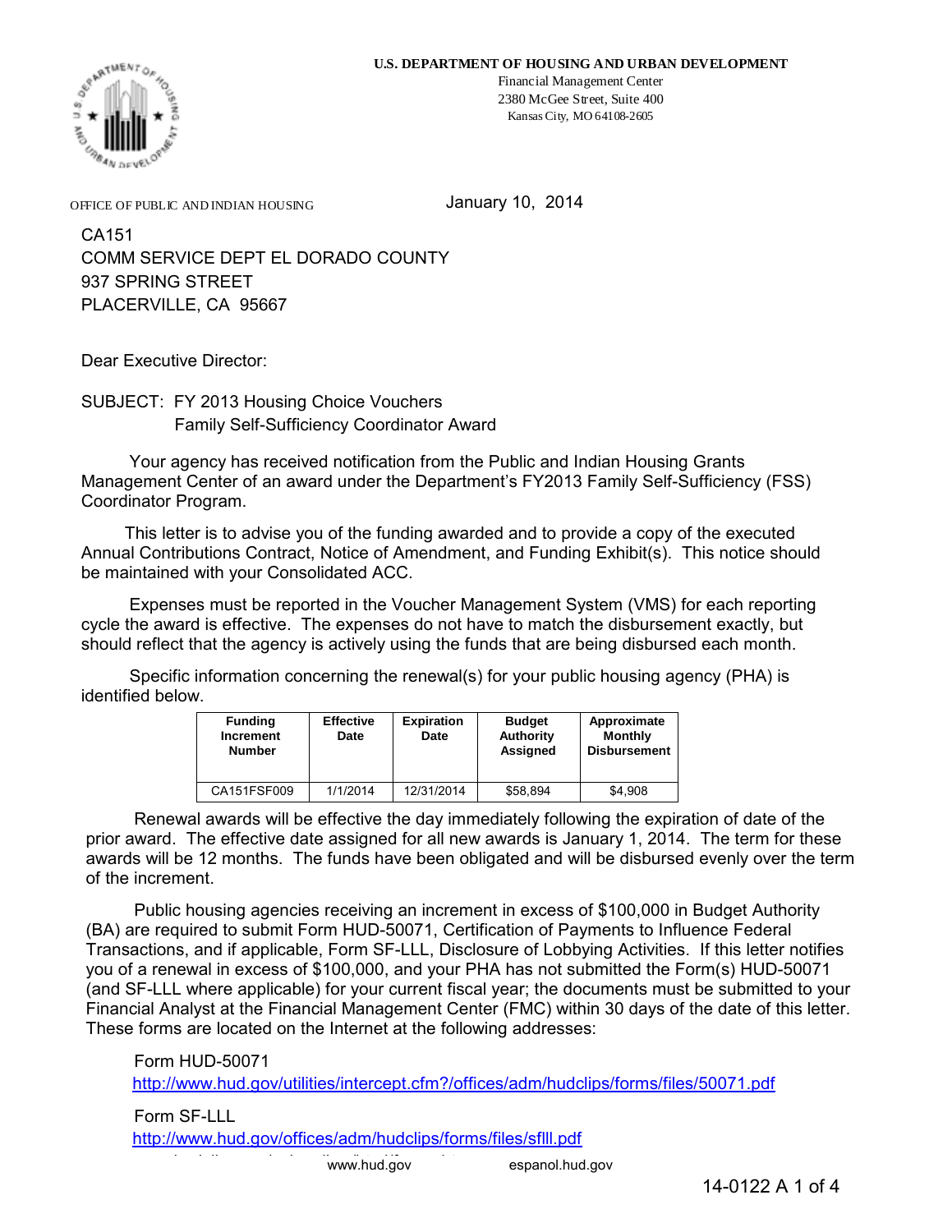**U.S. DEPARTMENT OF HOUSING AND URBAN DEVELOPMENT**
Financial Management Center
2380 McGee Street, Suite 400
Kansas City, MO 64108-2605

OFFICE OF PUBLIC AND INDIAN HOUSING

January 10, 2014

CA151
COMM SERVICE DEPT EL DORADO COUNTY
937 SPRING STREET
PLACERVILLE, CA 95667

Dear Executive Director:

SUBJECT: FY 2013 Housing Choice Vouchers
Family Self-Sufficiency Coordinator Award

Your agency has received notification from the Public and Indian Housing Grants Management Center of an award under the Department's FY2013 Family Self-Sufficiency (FSS) Coordinator Program.

This letter is to advise you of the funding awarded and to provide a copy of the executed Annual Contributions Contract, Notice of Amendment, and Funding Exhibit(s). This notice should be maintained with your Consolidated ACC.

Expenses must be reported in the Voucher Management System (VMS) for each reporting cycle the award is effective. The expenses do not have to match the disbursement exactly, but should reflect that the agency is actively using the funds that are being disbursed each month.

Specific information concerning the renewal(s) for your public housing agency (PHA) is identified below.

| Funding Increment Number | Effective Date | Expiration Date | Budget Authority Assigned | Approximate Monthly Disbursement |
|---|---|---|---|---|
| CA151FSF009 | 1/1/2014 | 12/31/2014 | $58,894 | $4,908 |

Renewal awards will be effective the day immediately following the expiration of date of the prior award. The effective date assigned for all new awards is January 1, 2014. The term for these awards will be 12 months. The funds have been obligated and will be disbursed evenly over the term of the increment.

Public housing agencies receiving an increment in excess of $100,000 in Budget Authority (BA) are required to submit Form HUD-50071, Certification of Payments to Influence Federal Transactions, and if applicable, Form SF-LLL, Disclosure of Lobbying Activities. If this letter notifies you of a renewal in excess of $100,000, and your PHA has not submitted the Form(s) HUD-50071 (and SF-LLL where applicable) for your current fiscal year; the documents must be submitted to your Financial Analyst at the Financial Management Center (FMC) within 30 days of the date of this letter. These forms are located on the Internet at the following addresses:

Form HUD-50071
http://www.hud.gov/utilities/intercept.cfm?/offices/adm/hudclips/forms/files/50071.pdf

Form SF-LLL
http://www.hud.gov/offices/adm/hudclips/forms/files/sflll.pdf

www.hud.gov espanol.hud.gov

14-0122 A 1 of 4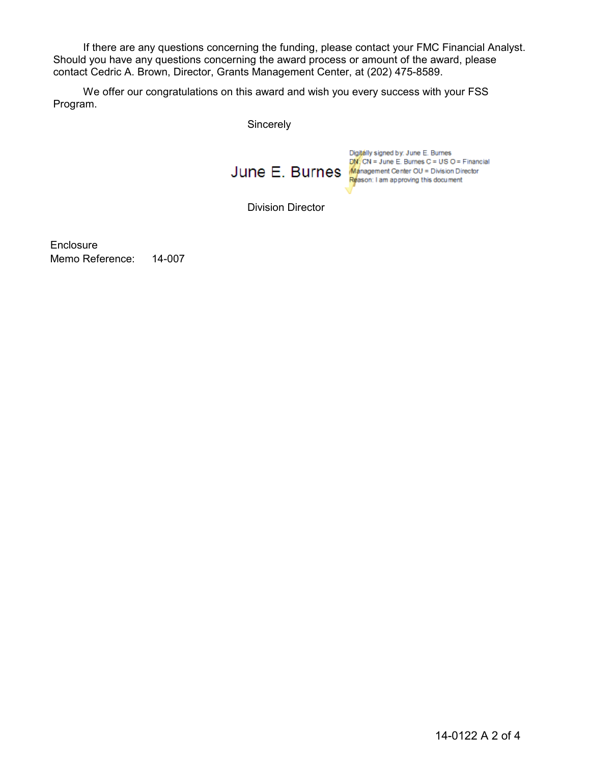If there are any questions concerning the funding, please contact your FMC Financial Analyst. Should you have any questions concerning the award process or amount of the award, please contact Cedric A. Brown, Director, Grants Management Center, at (202) 475-8589.

We offer our congratulations on this award and wish you every success with your FSS Program.

Sincerely

June E. Burnes

Digitally signed by: June E. Burnes
DN: CN = June E. Burnes C = US O = Financial Management Center OU = Division Director
Reason: I am approving this document

Division Director

Enclosure
Memo Reference: 14-007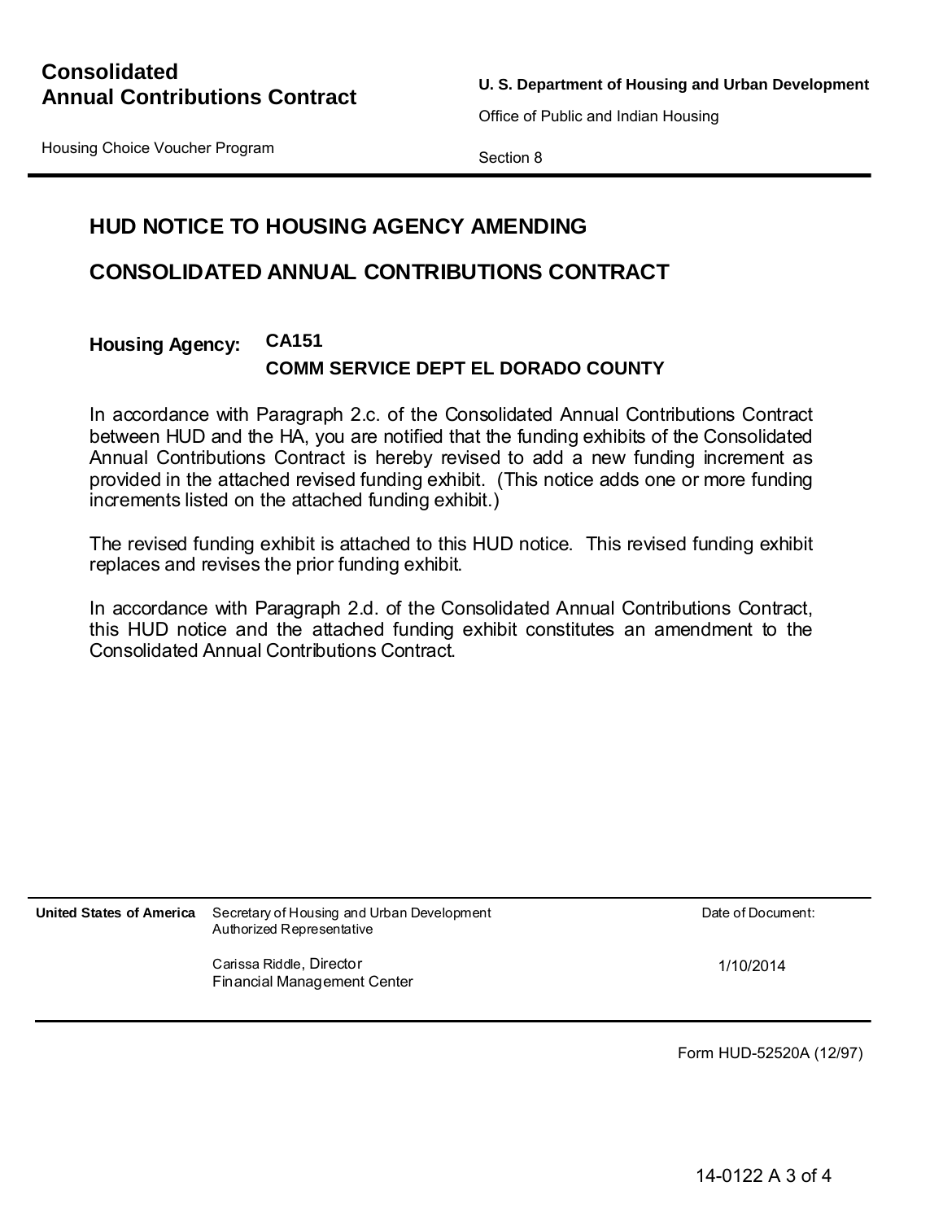**Consolidated Annual Contributions Contract**

**U. S. Department of Housing and Urban Development**

Office of Public and Indian Housing

Housing Choice Voucher Program

Section 8

## HUD NOTICE TO HOUSING AGENCY AMENDING CONSOLIDATED ANNUAL CONTRIBUTIONS CONTRACT

**Housing Agency:** **CA151**
**COMM SERVICE DEPT EL DORADO COUNTY**

In accordance with Paragraph 2.c. of the Consolidated Annual Contributions Contract between HUD and the HA, you are notified that the funding exhibits of the Consolidated Annual Contributions Contract is hereby revised to add a new funding increment as provided in the attached revised funding exhibit. (This notice adds one or more funding increments listed on the attached funding exhibit.)

The revised funding exhibit is attached to this HUD notice. This revised funding exhibit replaces and revises the prior funding exhibit.

In accordance with Paragraph 2.d. of the Consolidated Annual Contributions Contract, this HUD notice and the attached funding exhibit constitutes an amendment to the Consolidated Annual Contributions Contract.

| **United States of America** | Secretary of Housing and Urban Development<br>Authorized Representative | Date of Document: |
|---|---|---|
| | Carissa Riddle, Director<br>Financial Management Center | 1/10/2014 |

Form HUD-52520A (12/97)

14-0122 A 3 of 4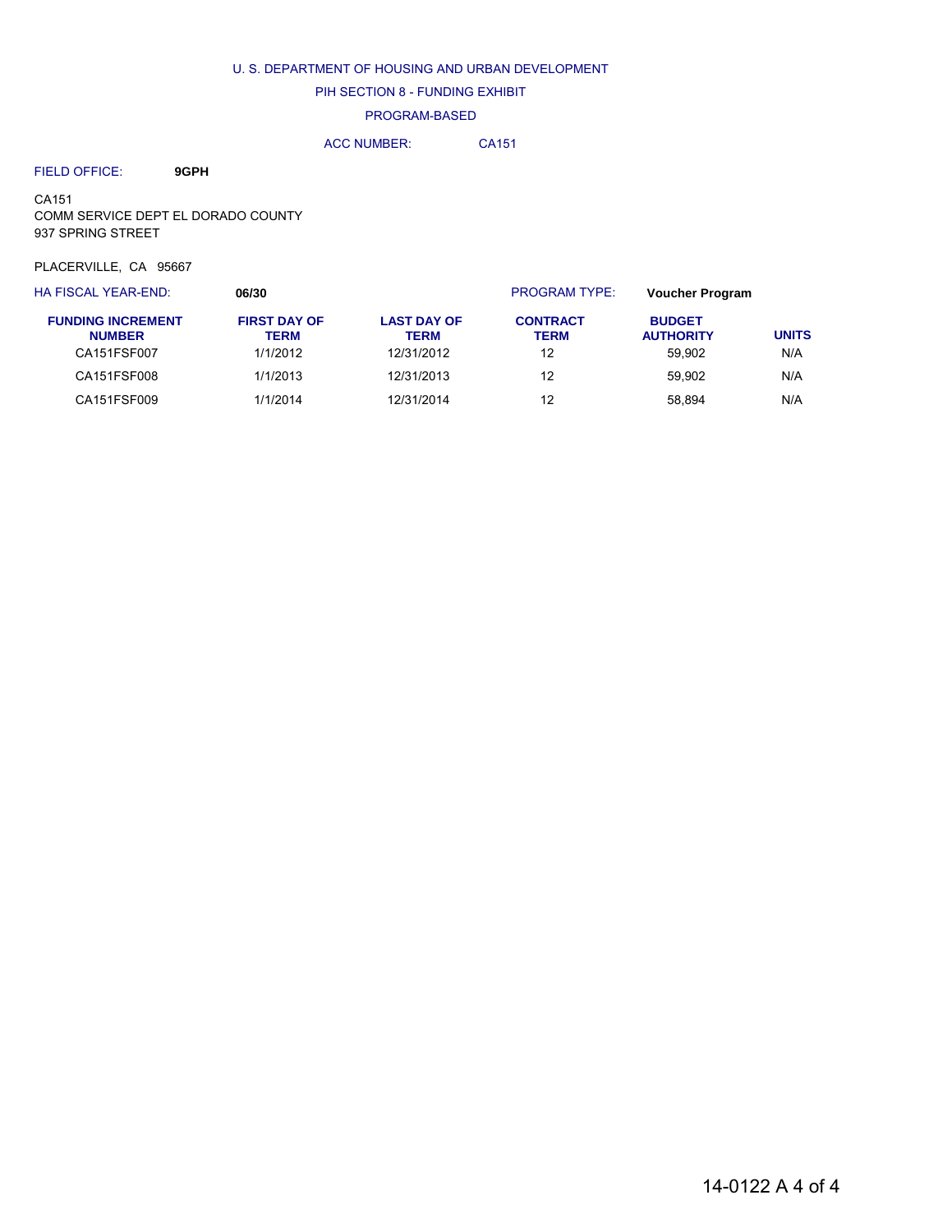U. S. DEPARTMENT OF HOUSING AND URBAN DEVELOPMENT

PIH SECTION 8 - FUNDING EXHIBIT

PROGRAM-BASED

ACC NUMBER: CA151

FIELD OFFICE: **9GPH**

CA151
COMM SERVICE DEPT EL DORADO COUNTY
937 SPRING STREET

PLACERVILLE, CA 95667

HA FISCAL YEAR-END: **06/30**

PROGRAM TYPE: **Voucher Program**

| FUNDING INCREMENT NUMBER | FIRST DAY OF TERM | LAST DAY OF TERM | CONTRACT TERM | BUDGET AUTHORITY | UNITS |
|---|---|---|---|---|---|
| CA151FSF007 | 1/1/2012 | 12/31/2012 | 12 | 59,902 | N/A |
| CA151FSF008 | 1/1/2013 | 12/31/2013 | 12 | 59,902 | N/A |
| CA151FSF009 | 1/1/2014 | 12/31/2014 | 12 | 58,894 | N/A |

14-0122 A 4 of 4